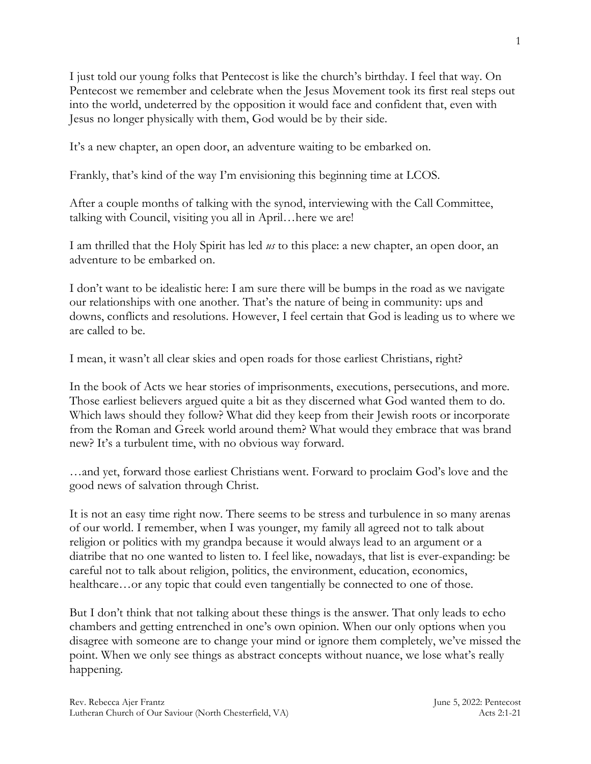I just told our young folks that Pentecost is like the church's birthday. I feel that way. On Pentecost we remember and celebrate when the Jesus Movement took its first real steps out into the world, undeterred by the opposition it would face and confident that, even with Jesus no longer physically with them, God would be by their side.

It's a new chapter, an open door, an adventure waiting to be embarked on.

Frankly, that's kind of the way I'm envisioning this beginning time at LCOS.

After a couple months of talking with the synod, interviewing with the Call Committee, talking with Council, visiting you all in April…here we are!

I am thrilled that the Holy Spirit has led *us* to this place: a new chapter, an open door, an adventure to be embarked on.

I don't want to be idealistic here: I am sure there will be bumps in the road as we navigate our relationships with one another. That's the nature of being in community: ups and downs, conflicts and resolutions. However, I feel certain that God is leading us to where we are called to be.

I mean, it wasn't all clear skies and open roads for those earliest Christians, right?

In the book of Acts we hear stories of imprisonments, executions, persecutions, and more. Those earliest believers argued quite a bit as they discerned what God wanted them to do. Which laws should they follow? What did they keep from their Jewish roots or incorporate from the Roman and Greek world around them? What would they embrace that was brand new? It's a turbulent time, with no obvious way forward.

…and yet, forward those earliest Christians went. Forward to proclaim God's love and the good news of salvation through Christ.

It is not an easy time right now. There seems to be stress and turbulence in so many arenas of our world. I remember, when I was younger, my family all agreed not to talk about religion or politics with my grandpa because it would always lead to an argument or a diatribe that no one wanted to listen to. I feel like, nowadays, that list is ever-expanding: be careful not to talk about religion, politics, the environment, education, economics, healthcare…or any topic that could even tangentially be connected to one of those.

But I don't think that not talking about these things is the answer. That only leads to echo chambers and getting entrenched in one's own opinion. When our only options when you disagree with someone are to change your mind or ignore them completely, we've missed the point. When we only see things as abstract concepts without nuance, we lose what's really happening.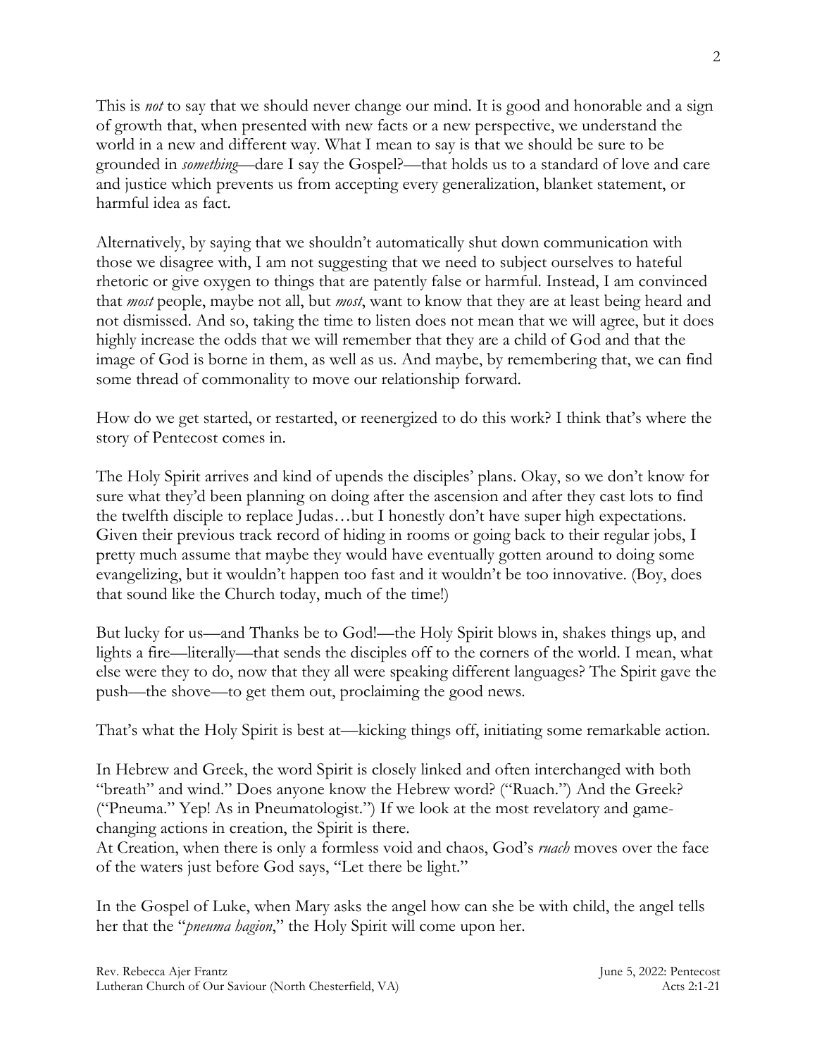This is *not* to say that we should never change our mind. It is good and honorable and a sign of growth that, when presented with new facts or a new perspective, we understand the world in a new and different way. What I mean to say is that we should be sure to be grounded in *something*—dare I say the Gospel?—that holds us to a standard of love and care and justice which prevents us from accepting every generalization, blanket statement, or harmful idea as fact.

Alternatively, by saying that we shouldn't automatically shut down communication with those we disagree with, I am not suggesting that we need to subject ourselves to hateful rhetoric or give oxygen to things that are patently false or harmful. Instead, I am convinced that *most* people, maybe not all, but *most*, want to know that they are at least being heard and not dismissed. And so, taking the time to listen does not mean that we will agree, but it does highly increase the odds that we will remember that they are a child of God and that the image of God is borne in them, as well as us. And maybe, by remembering that, we can find some thread of commonality to move our relationship forward.

How do we get started, or restarted, or reenergized to do this work? I think that's where the story of Pentecost comes in.

The Holy Spirit arrives and kind of upends the disciples' plans. Okay, so we don't know for sure what they'd been planning on doing after the ascension and after they cast lots to find the twelfth disciple to replace Judas…but I honestly don't have super high expectations. Given their previous track record of hiding in rooms or going back to their regular jobs, I pretty much assume that maybe they would have eventually gotten around to doing some evangelizing, but it wouldn't happen too fast and it wouldn't be too innovative. (Boy, does that sound like the Church today, much of the time!)

But lucky for us—and Thanks be to God!—the Holy Spirit blows in, shakes things up, and lights a fire—literally—that sends the disciples off to the corners of the world. I mean, what else were they to do, now that they all were speaking different languages? The Spirit gave the push—the shove—to get them out, proclaiming the good news.

That's what the Holy Spirit is best at—kicking things off, initiating some remarkable action.

In Hebrew and Greek, the word Spirit is closely linked and often interchanged with both "breath" and wind." Does anyone know the Hebrew word? ("Ruach.") And the Greek? ("Pneuma." Yep! As in Pneumatologist.") If we look at the most revelatory and game-changing actions in creation, the Spirit is there.
At Creation, when there is only a formless void and chaos, God's *ruach* moves over the face of the waters just before God says, "Let there be light."

In the Gospel of Luke, when Mary asks the angel how can she be with child, the angel tells her that the "*pneuma hagion*," the Holy Spirit will come upon her.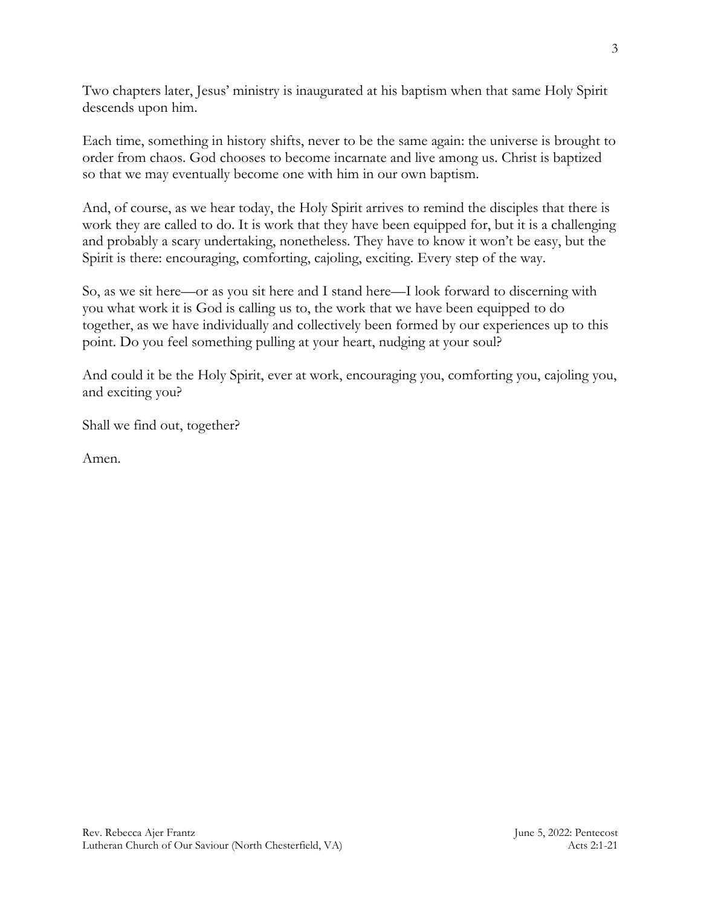Two chapters later, Jesus' ministry is inaugurated at his baptism when that same Holy Spirit descends upon him.

Each time, something in history shifts, never to be the same again: the universe is brought to order from chaos. God chooses to become incarnate and live among us. Christ is baptized so that we may eventually become one with him in our own baptism.

And, of course, as we hear today, the Holy Spirit arrives to remind the disciples that there is work they are called to do. It is work that they have been equipped for, but it is a challenging and probably a scary undertaking, nonetheless. They have to know it won't be easy, but the Spirit is there: encouraging, comforting, cajoling, exciting. Every step of the way.

So, as we sit here—or as you sit here and I stand here—I look forward to discerning with you what work it is God is calling us to, the work that we have been equipped to do together, as we have individually and collectively been formed by our experiences up to this point. Do you feel something pulling at your heart, nudging at your soul?

And could it be the Holy Spirit, ever at work, encouraging you, comforting you, cajoling you, and exciting you?

Shall we find out, together?

Amen.